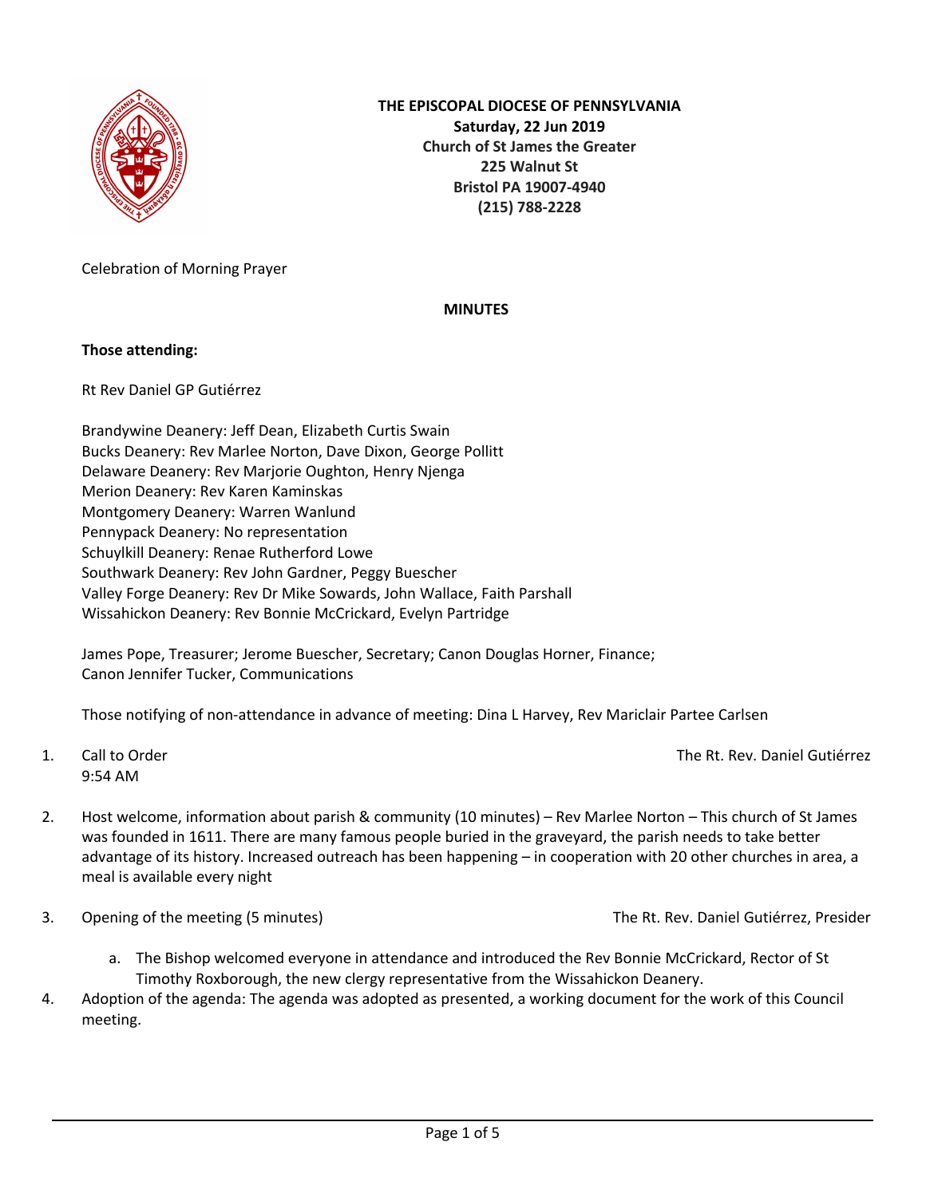**THE EPISCOPAL DIOCESE OF PENNSYLVANIA**
**Saturday, 22 Jun 2019**
**Church of St James the Greater**
**225 Walnut St**
**Bristol PA 19007-4940**
**(215) 788-2228**

Celebration of Morning Prayer

**MINUTES**

**Those attending:**

Rt Rev Daniel GP Gutiérrez

Brandywine Deanery: Jeff Dean, Elizabeth Curtis Swain
Bucks Deanery: Rev Marlee Norton, Dave Dixon, George Pollitt
Delaware Deanery: Rev Marjorie Oughton, Henry Njenga
Merion Deanery: Rev Karen Kaminskas
Montgomery Deanery: Warren Wanlund
Pennypack Deanery: No representation
Schuylkill Deanery: Renae Rutherford Lowe
Southwark Deanery: Rev John Gardner, Peggy Buescher
Valley Forge Deanery: Rev Dr Mike Sowards, John Wallace, Faith Parshall
Wissahickon Deanery: Rev Bonnie McCrickard, Evelyn Partridge

James Pope, Treasurer; Jerome Buescher, Secretary; Canon Douglas Horner, Finance;
Canon Jennifer Tucker, Communications

Those notifying of non-attendance in advance of meeting: Dina L Harvey, Rev Mariclair Partee Carlsen

1. Call to Order — The Rt. Rev. Daniel Gutiérrez
   9:54 AM

2. Host welcome, information about parish & community (10 minutes) – Rev Marlee Norton – This church of St James was founded in 1611. There are many famous people buried in the graveyard, the parish needs to take better advantage of its history. Increased outreach has been happening – in cooperation with 20 other churches in area, a meal is available every night

3. Opening of the meeting (5 minutes) — The Rt. Rev. Daniel Gutiérrez, Presider

   a. The Bishop welcomed everyone in attendance and introduced the Rev Bonnie McCrickard, Rector of St Timothy Roxborough, the new clergy representative from the Wissahickon Deanery.

4. Adoption of the agenda: The agenda was adopted as presented, a working document for the work of this Council meeting.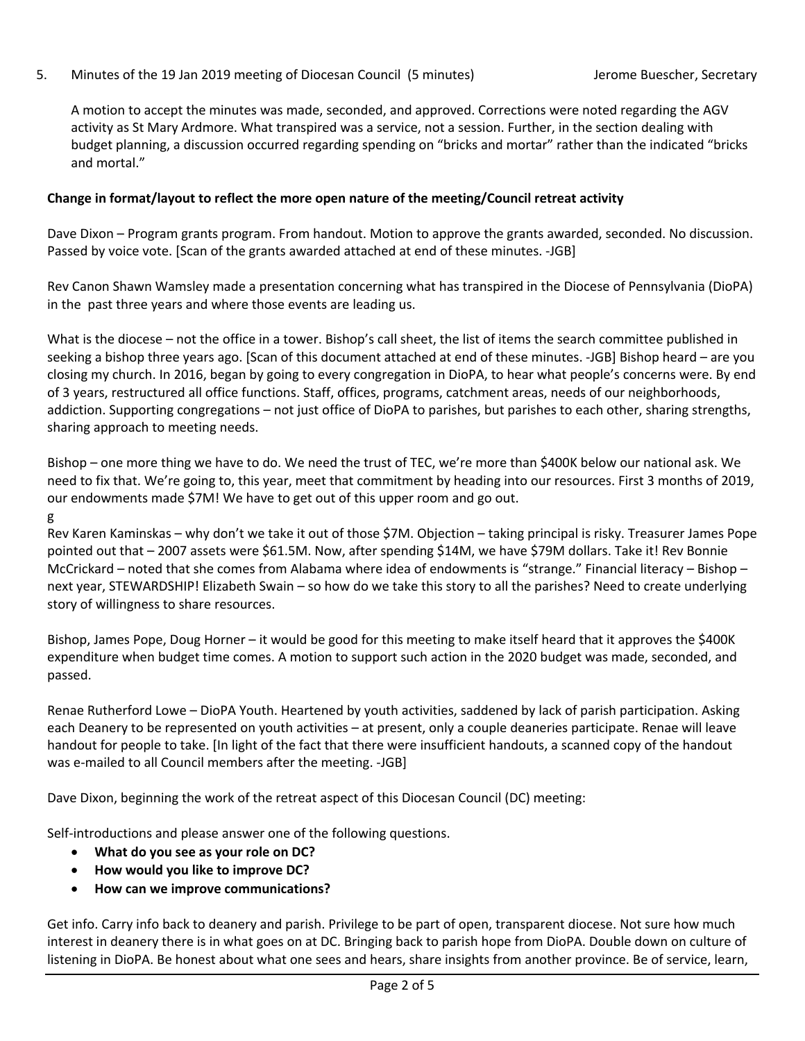5. Minutes of the 19 Jan 2019 meeting of Diocesan Council (5 minutes) Jerome Buescher, Secretary

A motion to accept the minutes was made, seconded, and approved. Corrections were noted regarding the AGV activity as St Mary Ardmore. What transpired was a service, not a session. Further, in the section dealing with budget planning, a discussion occurred regarding spending on "bricks and mortar" rather than the indicated "bricks and mortal."

**Change in format/layout to reflect the more open nature of the meeting/Council retreat activity**

Dave Dixon – Program grants program. From handout. Motion to approve the grants awarded, seconded. No discussion. Passed by voice vote. [Scan of the grants awarded attached at end of these minutes. -JGB]

Rev Canon Shawn Wamsley made a presentation concerning what has transpired in the Diocese of Pennsylvania (DioPA) in the past three years and where those events are leading us.

What is the diocese – not the office in a tower. Bishop's call sheet, the list of items the search committee published in seeking a bishop three years ago. [Scan of this document attached at end of these minutes. -JGB] Bishop heard – are you closing my church. In 2016, began by going to every congregation in DioPA, to hear what people's concerns were. By end of 3 years, restructured all office functions. Staff, offices, programs, catchment areas, needs of our neighborhoods, addiction. Supporting congregations – not just office of DioPA to parishes, but parishes to each other, sharing strengths, sharing approach to meeting needs.

Bishop – one more thing we have to do. We need the trust of TEC, we're more than $400K below our national ask. We need to fix that. We're going to, this year, meet that commitment by heading into our resources. First 3 months of 2019, our endowments made $7M! We have to get out of this upper room and go out.
g
Rev Karen Kaminskas – why don't we take it out of those $7M. Objection – taking principal is risky. Treasurer James Pope pointed out that – 2007 assets were $61.5M. Now, after spending $14M, we have $79M dollars. Take it! Rev Bonnie McCrickard – noted that she comes from Alabama where idea of endowments is "strange." Financial literacy – Bishop – next year, STEWARDSHIP! Elizabeth Swain – so how do we take this story to all the parishes? Need to create underlying story of willingness to share resources.

Bishop, James Pope, Doug Horner – it would be good for this meeting to make itself heard that it approves the $400K expenditure when budget time comes. A motion to support such action in the 2020 budget was made, seconded, and passed.

Renae Rutherford Lowe – DioPA Youth. Heartened by youth activities, saddened by lack of parish participation. Asking each Deanery to be represented on youth activities – at present, only a couple deaneries participate. Renae will leave handout for people to take. [In light of the fact that there were insufficient handouts, a scanned copy of the handout was e-mailed to all Council members after the meeting. -JGB]

Dave Dixon, beginning the work of the retreat aspect of this Diocesan Council (DC) meeting:

Self-introductions and please answer one of the following questions.

- **What do you see as your role on DC?**
- **How would you like to improve DC?**
- **How can we improve communications?**

Get info. Carry info back to deanery and parish. Privilege to be part of open, transparent diocese. Not sure how much interest in deanery there is in what goes on at DC. Bringing back to parish hope from DioPA. Double down on culture of listening in DioPA. Be honest about what one sees and hears, share insights from another province. Be of service, learn,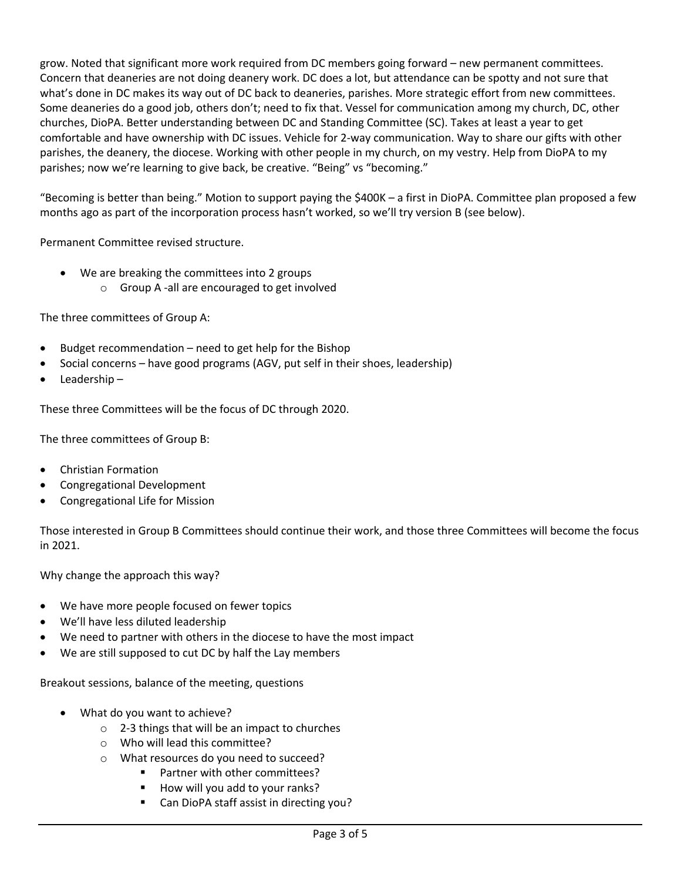grow. Noted that significant more work required from DC members going forward – new permanent committees. Concern that deaneries are not doing deanery work. DC does a lot, but attendance can be spotty and not sure that what's done in DC makes its way out of DC back to deaneries, parishes. More strategic effort from new committees. Some deaneries do a good job, others don't; need to fix that. Vessel for communication among my church, DC, other churches, DioPA. Better understanding between DC and Standing Committee (SC). Takes at least a year to get comfortable and have ownership with DC issues. Vehicle for 2-way communication. Way to share our gifts with other parishes, the deanery, the diocese. Working with other people in my church, on my vestry. Help from DioPA to my parishes; now we're learning to give back, be creative. "Being" vs "becoming."

"Becoming is better than being." Motion to support paying the $400K – a first in DioPA. Committee plan proposed a few months ago as part of the incorporation process hasn't worked, so we'll try version B (see below).

Permanent Committee revised structure.

- We are breaking the committees into 2 groups
  - Group A -all are encouraged to get involved

The three committees of Group A:

- Budget recommendation – need to get help for the Bishop
- Social concerns – have good programs (AGV, put self in their shoes, leadership)
- Leadership –

These three Committees will be the focus of DC through 2020.

The three committees of Group B:

- Christian Formation
- Congregational Development
- Congregational Life for Mission

Those interested in Group B Committees should continue their work, and those three Committees will become the focus in 2021.

Why change the approach this way?

- We have more people focused on fewer topics
- We'll have less diluted leadership
- We need to partner with others in the diocese to have the most impact
- We are still supposed to cut DC by half the Lay members

Breakout sessions, balance of the meeting, questions

- What do you want to achieve?
  - 2-3 things that will be an impact to churches
  - Who will lead this committee?
  - What resources do you need to succeed?
    - Partner with other committees?
    - How will you add to your ranks?
    - Can DioPA staff assist in directing you?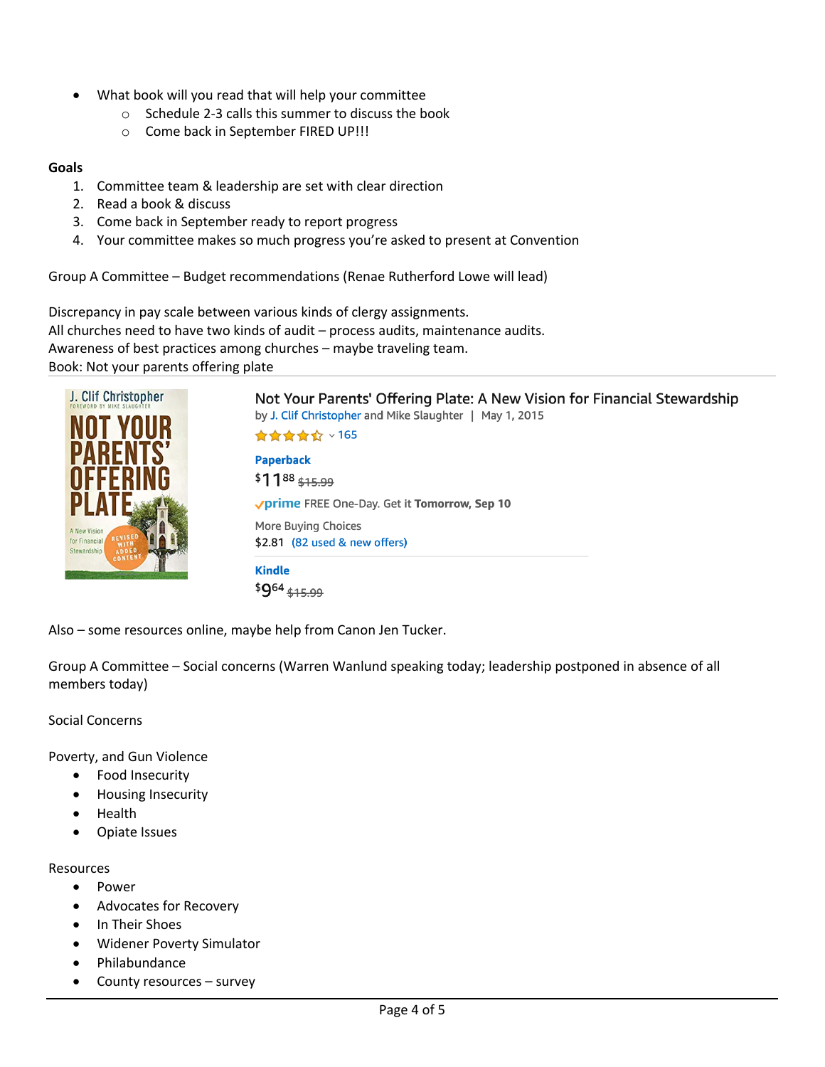- What book will you read that will help your committee
  - Schedule 2-3 calls this summer to discuss the book
  - Come back in September FIRED UP!!!

**Goals**

1. Committee team & leadership are set with clear direction
2. Read a book & discuss
3. Come back in September ready to report progress
4. Your committee makes so much progress you're asked to present at Convention

Group A Committee – Budget recommendations (Renae Rutherford Lowe will lead)

Discrepancy in pay scale between various kinds of clergy assignments.
All churches need to have two kinds of audit – process audits, maintenance audits.
Awareness of best practices among churches – maybe traveling team.
Book: Not your parents offering plate

Not Your Parents' Offering Plate: A New Vision for Financial Stewardship
by J. Clif Christopher and Mike Slaughter | May 1, 2015
165

Paperback
$11.88 ~~$15.99~~
prime FREE One-Day. Get it Tomorrow, Sep 10
More Buying Choices
$2.81 (82 used & new offers)

Kindle
$9.64 ~~$15.99~~

Also – some resources online, maybe help from Canon Jen Tucker.

Group A Committee – Social concerns (Warren Wanlund speaking today; leadership postponed in absence of all members today)

Social Concerns

Poverty, and Gun Violence

- Food Insecurity
- Housing Insecurity
- Health
- Opiate Issues

Resources

- Power
- Advocates for Recovery
- In Their Shoes
- Widener Poverty Simulator
- Philabundance
- County resources – survey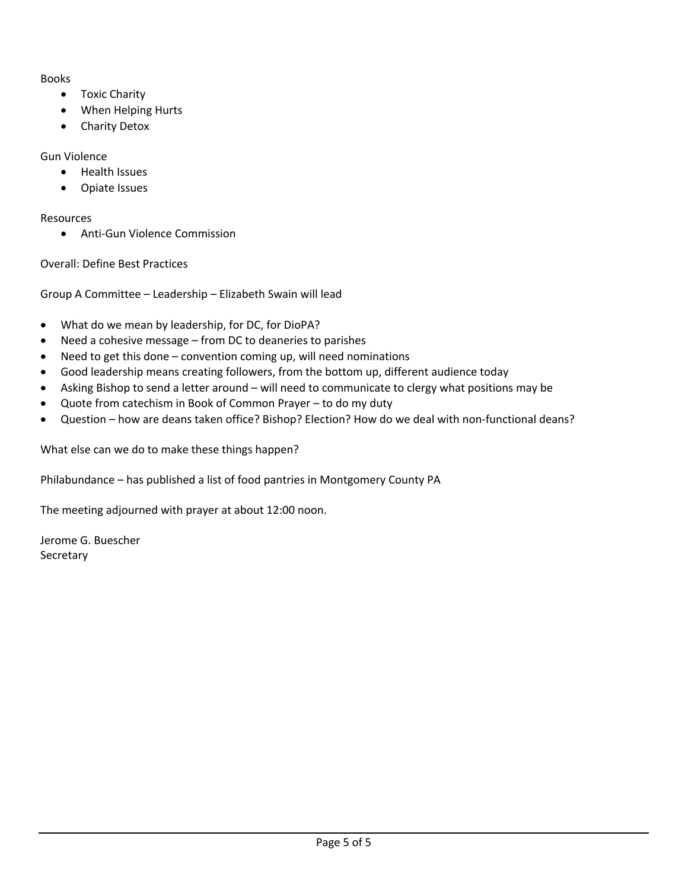Books

- Toxic Charity
- When Helping Hurts
- Charity Detox

Gun Violence

- Health Issues
- Opiate Issues

Resources

- Anti-Gun Violence Commission

Overall: Define Best Practices

Group A Committee – Leadership – Elizabeth Swain will lead

- What do we mean by leadership, for DC, for DioPA?
- Need a cohesive message – from DC to deaneries to parishes
- Need to get this done – convention coming up, will need nominations
- Good leadership means creating followers, from the bottom up, different audience today
- Asking Bishop to send a letter around – will need to communicate to clergy what positions may be
- Quote from catechism in Book of Common Prayer – to do my duty
- Question – how are deans taken office? Bishop? Election? How do we deal with non-functional deans?

What else can we do to make these things happen?

Philabundance – has published a list of food pantries in Montgomery County PA

The meeting adjourned with prayer at about 12:00 noon.

Jerome G. Buescher
Secretary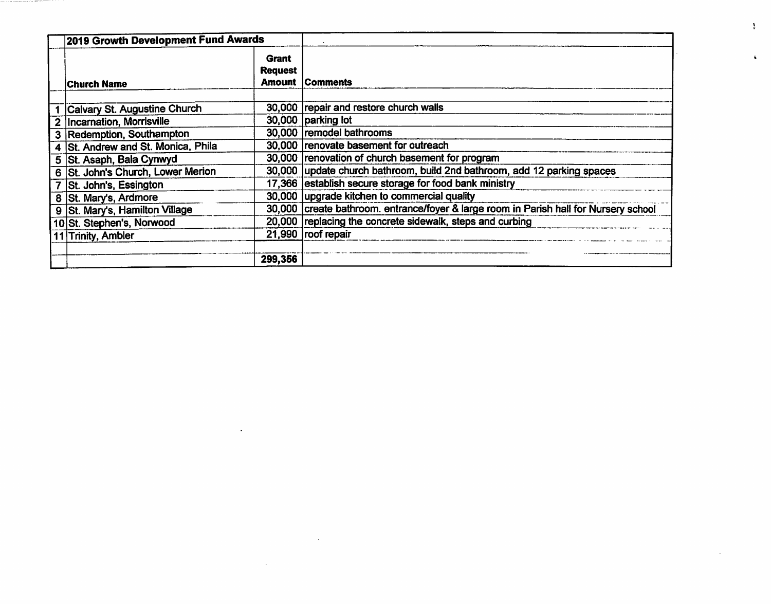| | 2019 Growth Development Fund Awards | | |
|---|---|---|---|
| | **Church Name** | **Grant Request Amount** | **Comments** |
| | | | |
| 1 | Calvary St. Augustine Church | 30,000 | repair and restore church walls |
| 2 | Incarnation, Morrisville | 30,000 | parking lot |
| 3 | Redemption, Southampton | 30,000 | remodel bathrooms |
| 4 | St. Andrew and St. Monica, Phila | 30,000 | renovate basement for outreach |
| 5 | St. Asaph, Bala Cynwyd | 30,000 | renovation of church basement for program |
| 6 | St. John's Church, Lower Merion | 30,000 | update church bathroom, build 2nd bathroom, add 12 parking spaces |
| 7 | St. John's, Essington | 17,366 | establish secure storage for food bank ministry |
| 8 | St. Mary's, Ardmore | 30,000 | upgrade kitchen to commercial quality |
| 9 | St. Mary's, Hamilton Village | 30,000 | create bathroom. entrance/foyer & large room in Parish hall for Nursery school |
| 10 | St. Stephen's, Norwood | 20,000 | replacing the concrete sidewalk, steps and curbing |
| 11 | Trinity, Ambler | 21,990 | roof repair |
| | | | |
| | | **299,356** | |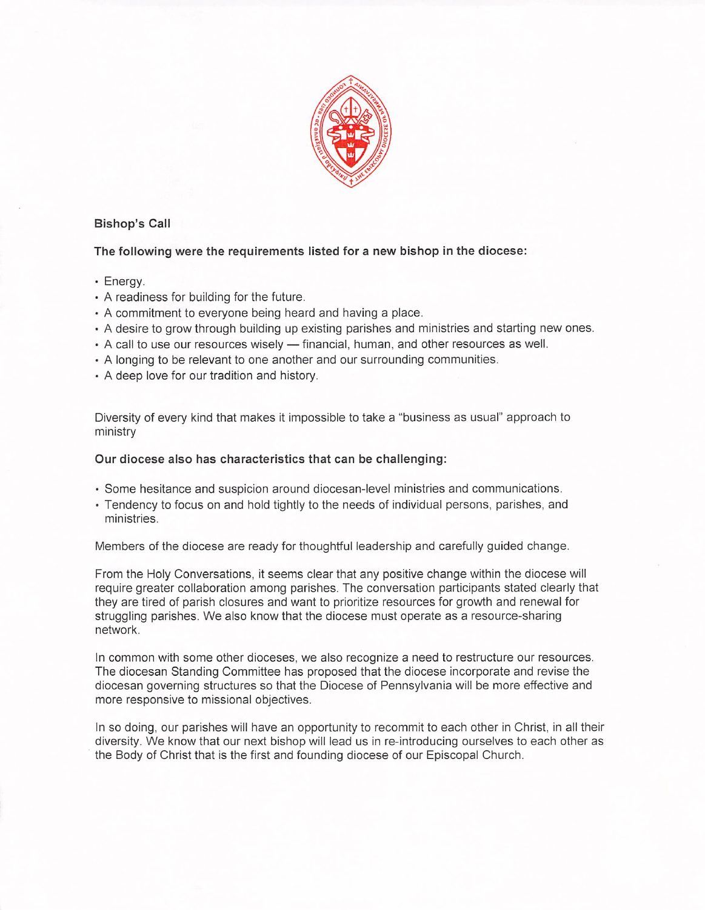**Bishop's Call**

**The following were the requirements listed for a new bishop in the diocese:**

- Energy.
- A readiness for building for the future.
- A commitment to everyone being heard and having a place.
- A desire to grow through building up existing parishes and ministries and starting new ones.
- A call to use our resources wisely — financial, human, and other resources as well.
- A longing to be relevant to one another and our surrounding communities.
- A deep love for our tradition and history.

Diversity of every kind that makes it impossible to take a "business as usual" approach to ministry

**Our diocese also has characteristics that can be challenging:**

- Some hesitance and suspicion around diocesan-level ministries and communications.
- Tendency to focus on and hold tightly to the needs of individual persons, parishes, and ministries.

Members of the diocese are ready for thoughtful leadership and carefully guided change.

From the Holy Conversations, it seems clear that any positive change within the diocese will require greater collaboration among parishes. The conversation participants stated clearly that they are tired of parish closures and want to prioritize resources for growth and renewal for struggling parishes. We also know that the diocese must operate as a resource-sharing network.

In common with some other dioceses, we also recognize a need to restructure our resources. The diocesan Standing Committee has proposed that the diocese incorporate and revise the diocesan governing structures so that the Diocese of Pennsylvania will be more effective and more responsive to missional objectives.

In so doing, our parishes will have an opportunity to recommit to each other in Christ, in all their diversity. We know that our next bishop will lead us in re-introducing ourselves to each other as the Body of Christ that is the first and founding diocese of our Episcopal Church.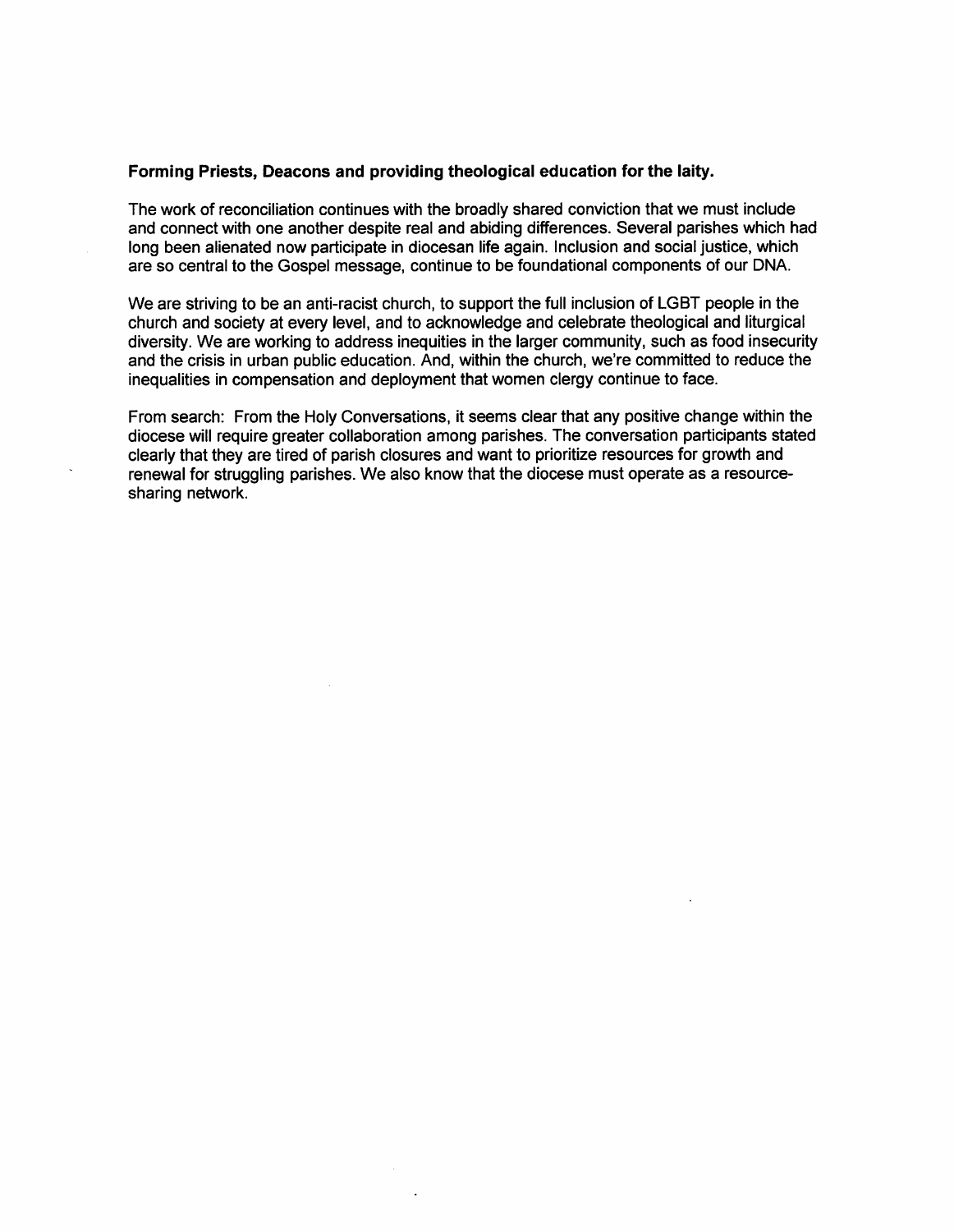**Forming Priests, Deacons and providing theological education for the laity.**

The work of reconciliation continues with the broadly shared conviction that we must include and connect with one another despite real and abiding differences. Several parishes which had long been alienated now participate in diocesan life again. Inclusion and social justice, which are so central to the Gospel message, continue to be foundational components of our DNA.

We are striving to be an anti-racist church, to support the full inclusion of LGBT people in the church and society at every level, and to acknowledge and celebrate theological and liturgical diversity. We are working to address inequities in the larger community, such as food insecurity and the crisis in urban public education. And, within the church, we're committed to reduce the inequalities in compensation and deployment that women clergy continue to face.

From search: From the Holy Conversations, it seems clear that any positive change within the diocese will require greater collaboration among parishes. The conversation participants stated clearly that they are tired of parish closures and want to prioritize resources for growth and renewal for struggling parishes. We also know that the diocese must operate as a resource-sharing network.